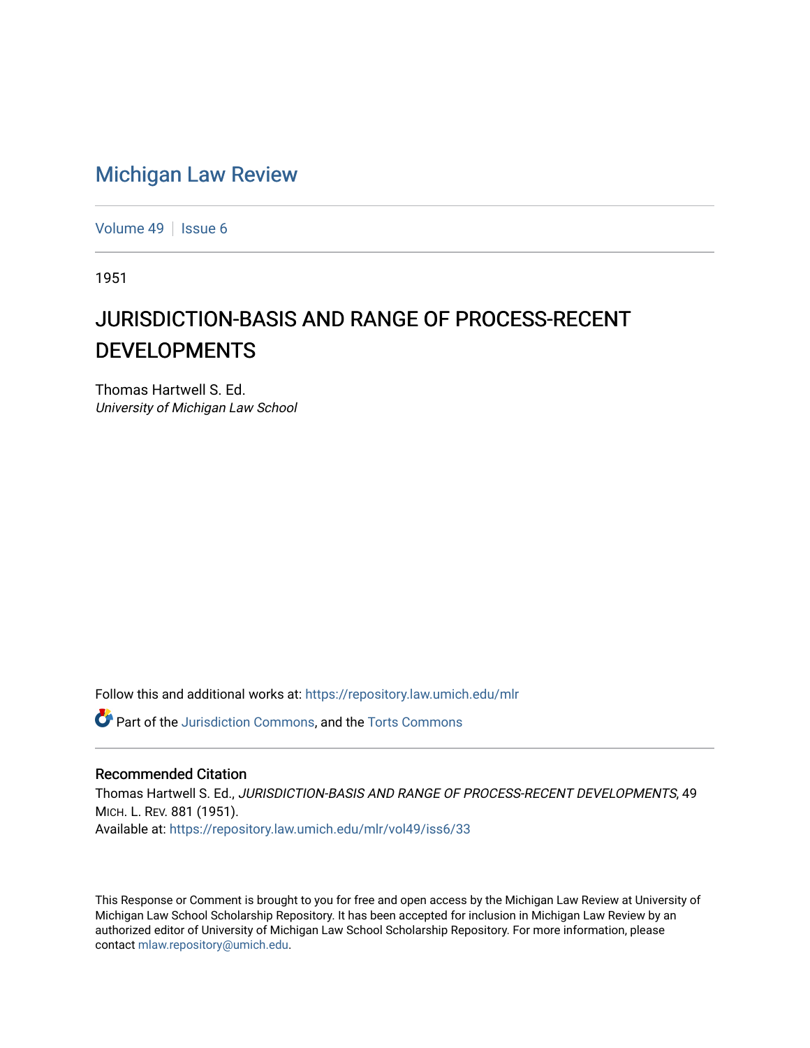# Michigan Law Review

Volume 49 | Issue 6

1951

## JURISDICTION-BASIS AND RANGE OF PROCESS-RECENT DEVELOPMENTS

Thomas Hartwell S. Ed.
*University of Michigan Law School*

Follow this and additional works at: https://repository.law.umich.edu/mlr

Part of the Jurisdiction Commons, and the Torts Commons

### Recommended Citation

Thomas Hartwell S. Ed., *JURISDICTION-BASIS AND RANGE OF PROCESS-RECENT DEVELOPMENTS*, 49 MICH. L. REV. 881 (1951).
Available at: https://repository.law.umich.edu/mlr/vol49/iss6/33

This Response or Comment is brought to you for free and open access by the Michigan Law Review at University of Michigan Law School Scholarship Repository. It has been accepted for inclusion in Michigan Law Review by an authorized editor of University of Michigan Law School Scholarship Repository. For more information, please contact mlaw.repository@umich.edu.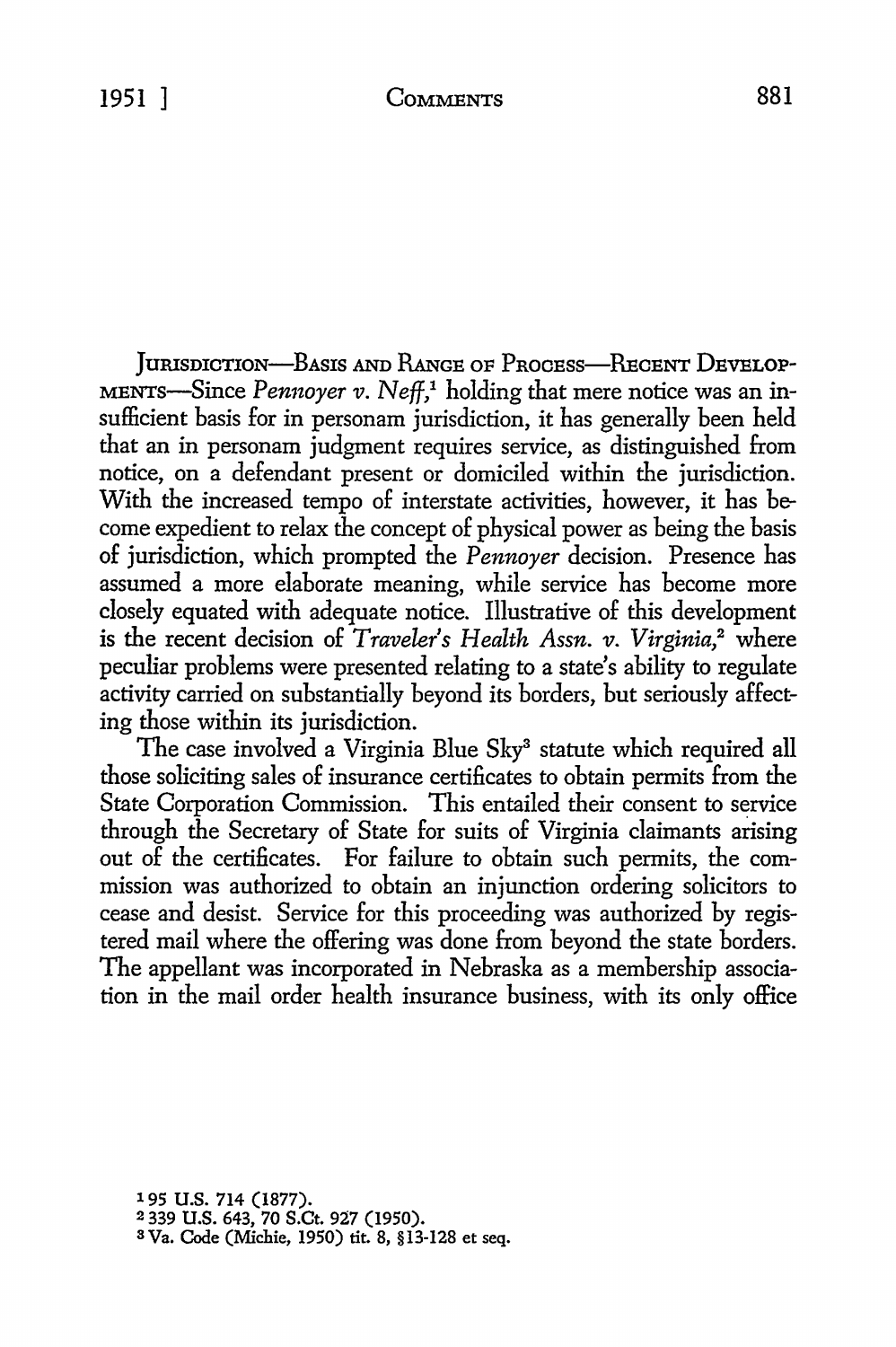JURISDICTION—BASIS AND RANGE OF PROCESS—RECENT DEVELOPMENTS—Since *Pennoyer v. Neff*,[1] holding that mere notice was an insufficient basis for in personam jurisdiction, it has generally been held that an in personam judgment requires service, as distinguished from notice, on a defendant present or domiciled within the jurisdiction. With the increased tempo of interstate activities, however, it has become expedient to relax the concept of physical power as being the basis of jurisdiction, which prompted the *Pennoyer* decision. Presence has assumed a more elaborate meaning, while service has become more closely equated with adequate notice. Illustrative of this development is the recent decision of *Traveler's Health Assn. v. Virginia*,[2] where peculiar problems were presented relating to a state's ability to regulate activity carried on substantially beyond its borders, but seriously affecting those within its jurisdiction.

The case involved a Virginia Blue Sky[3] statute which required all those soliciting sales of insurance certificates to obtain permits from the State Corporation Commission. This entailed their consent to service through the Secretary of State for suits of Virginia claimants arising out of the certificates. For failure to obtain such permits, the commission was authorized to obtain an injunction ordering solicitors to cease and desist. Service for this proceeding was authorized by registered mail where the offering was done from beyond the state borders. The appellant was incorporated in Nebraska as a membership association in the mail order health insurance business, with its only office

[1] 95 U.S. 714 (1877).
[2] 339 U.S. 643, 70 S.Ct. 927 (1950).
[3] Va. Code (Michie, 1950) tit. 8, §13-128 et seq.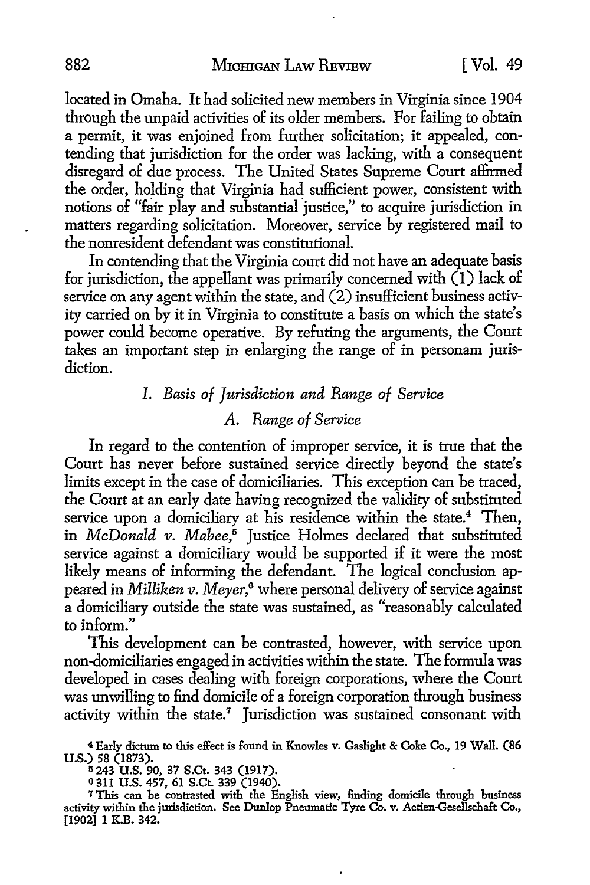located in Omaha. It had solicited new members in Virginia since 1904 through the unpaid activities of its older members. For failing to obtain a permit, it was enjoined from further solicitation; it appealed, contending that jurisdiction for the order was lacking, with a consequent disregard of due process. The United States Supreme Court affirmed the order, holding that Virginia had sufficient power, consistent with notions of "fair play and substantial justice," to acquire jurisdiction in matters regarding solicitation. Moreover, service by registered mail to the nonresident defendant was constitutional.

In contending that the Virginia court did not have an adequate basis for jurisdiction, the appellant was primarily concerned with (1) lack of service on any agent within the state, and (2) insufficient business activity carried on by it in Virginia to constitute a basis on which the state's power could become operative. By refuting the arguments, the Court takes an important step in enlarging the range of in personam jurisdiction.

### *I. Basis of Jurisdiction and Range of Service*

#### *A. Range of Service*

In regard to the contention of improper service, it is true that the Court has never before sustained service directly beyond the state's limits except in the case of domiciliaries. This exception can be traced, the Court at an early date having recognized the validity of substituted service upon a domiciliary at his residence within the state.[4] Then, in *McDonald v. Mabee*,[5] Justice Holmes declared that substituted service against a domiciliary would be supported if it were the most likely means of informing the defendant. The logical conclusion appeared in *Milliken v. Meyer*,[6] where personal delivery of service against a domiciliary outside the state was sustained, as "reasonably calculated to inform."

This development can be contrasted, however, with service upon non-domiciliaries engaged in activities within the state. The formula was developed in cases dealing with foreign corporations, where the Court was unwilling to find domicile of a foreign corporation through business activity within the state.[7] Jurisdiction was sustained consonant with

---

[4] Early dictum to this effect is found in Knowles v. Gaslight & Coke Co., 19 Wall. (86 U.S.) 58 (1873).

[5] 243 U.S. 90, 37 S.Ct. 343 (1917).

[6] 311 U.S. 457, 61 S.Ct. 339 (1940).

[7] This can be contrasted with the English view, finding domicile through business activity within the jurisdiction. See Dunlop Pneumatic Tyre Co. v. Actien-Gesellschaft Co., [1902] 1 K.B. 342.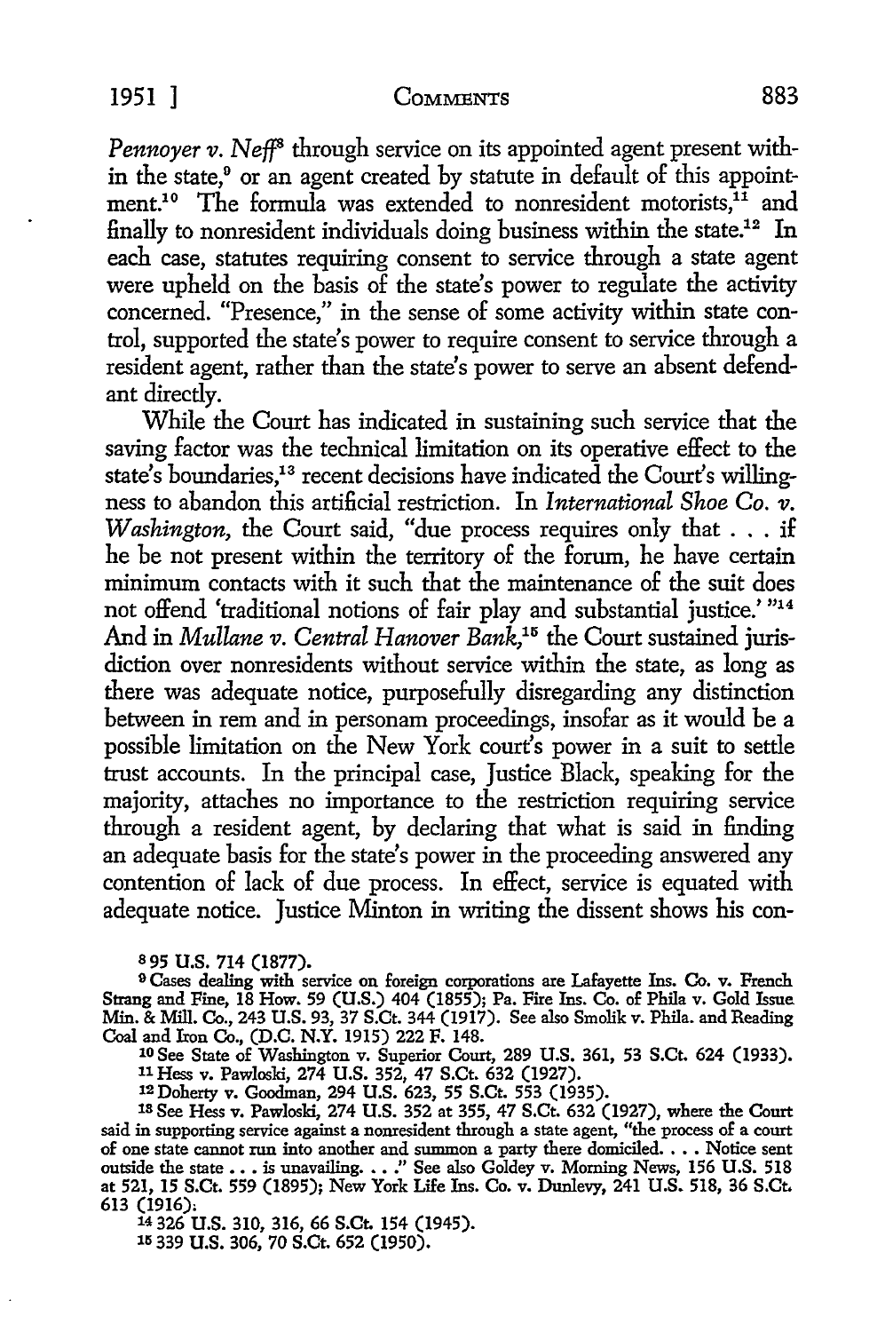*Pennoyer v. Neff*[8] through service on its appointed agent present within the state,[9] or an agent created by statute in default of this appointment.[10] The formula was extended to nonresident motorists,[11] and finally to nonresident individuals doing business within the state.[12] In each case, statutes requiring consent to service through a state agent were upheld on the basis of the state's power to regulate the activity concerned. "Presence," in the sense of some activity within state control, supported the state's power to require consent to service through a resident agent, rather than the state's power to serve an absent defendant directly.

While the Court has indicated in sustaining such service that the saving factor was the technical limitation on its operative effect to the state's boundaries,[13] recent decisions have indicated the Court's willingness to abandon this artificial restriction. In *International Shoe Co. v. Washington,* the Court said, "due process requires only that . . . if he be not present within the territory of the forum, he have certain minimum contacts with it such that the maintenance of the suit does not offend 'traditional notions of fair play and substantial justice.'"[14] And in *Mullane v. Central Hanover Bank,*[15] the Court sustained jurisdiction over nonresidents without service within the state, as long as there was adequate notice, purposefully disregarding any distinction between in rem and in personam proceedings, insofar as it would be a possible limitation on the New York court's power in a suit to settle trust accounts. In the principal case, Justice Black, speaking for the majority, attaches no importance to the restriction requiring service through a resident agent, by declaring that what is said in finding an adequate basis for the state's power in the proceeding answered any contention of lack of due process. In effect, service is equated with adequate notice. Justice Minton in writing the dissent shows his con-

---

[8] 95 U.S. 714 (1877).

[9] Cases dealing with service on foreign corporations are Lafayette Ins. Co. v. French Strang and Fine, 18 How. 59 (U.S.) 404 (1855); Pa. Fire Ins. Co. of Phila v. Gold Issue Min. & Mill. Co., 243 U.S. 93, 37 S.Ct. 344 (1917). See also Smolik v. Phila. and Reading Coal and Iron Co., (D.C. N.Y. 1915) 222 F. 148.

[10] See State of Washington v. Superior Court, 289 U.S. 361, 53 S.Ct. 624 (1933).

[11] Hess v. Pawloski, 274 U.S. 352, 47 S.Ct. 632 (1927).

[12] Doherty v. Goodman, 294 U.S. 623, 55 S.Ct. 553 (1935).

[13] See Hess v. Pawloski, 274 U.S. 352 at 355, 47 S.Ct. 632 (1927), where the Court said in supporting service against a nonresident through a state agent, "the process of a court of one state cannot run into another and summon a party there domiciled. . . . Notice sent outside the state . . . is unavailing. . . ." See also Goldey v. Morning News, 156 U.S. 518 at 521, 15 S.Ct. 559 (1895); New York Life Ins. Co. v. Dunlevy, 241 U.S. 518, 36 S.Ct. 613 (1916).

[14] 326 U.S. 310, 316, 66 S.Ct. 154 (1945).

[15] 339 U.S. 306, 70 S.Ct. 652 (1950).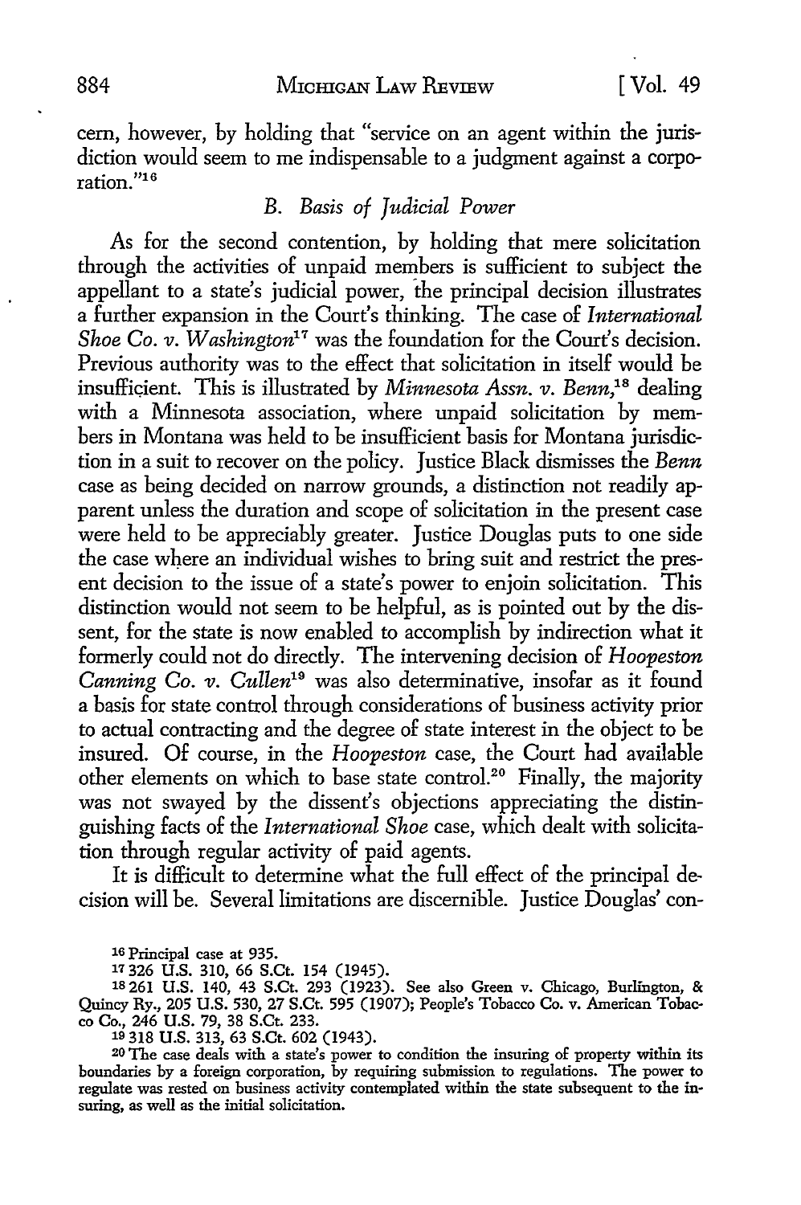cern, however, by holding that "service on an agent within the jurisdiction would seem to me indispensable to a judgment against a corporation."[16]

### *B. Basis of Judicial Power*

As for the second contention, by holding that mere solicitation through the activities of unpaid members is sufficient to subject the appellant to a state's judicial power, the principal decision illustrates a further expansion in the Court's thinking. The case of *International Shoe Co. v. Washington*[17] was the foundation for the Court's decision. Previous authority was to the effect that solicitation in itself would be insufficient. This is illustrated by *Minnesota Assn. v. Benn*,[18] dealing with a Minnesota association, where unpaid solicitation by members in Montana was held to be insufficient basis for Montana jurisdiction in a suit to recover on the policy. Justice Black dismisses the *Benn* case as being decided on narrow grounds, a distinction not readily apparent unless the duration and scope of solicitation in the present case were held to be appreciably greater. Justice Douglas puts to one side the case where an individual wishes to bring suit and restrict the present decision to the issue of a state's power to enjoin solicitation. This distinction would not seem to be helpful, as is pointed out by the dissent, for the state is now enabled to accomplish by indirection what it formerly could not do directly. The intervening decision of *Hoopeston Canning Co. v. Cullen*[19] was also determinative, insofar as it found a basis for state control through considerations of business activity prior to actual contracting and the degree of state interest in the object to be insured. Of course, in the *Hoopeston* case, the Court had available other elements on which to base state control.[20] Finally, the majority was not swayed by the dissent's objections appreciating the distinguishing facts of the *International Shoe* case, which dealt with solicitation through regular activity of paid agents.

It is difficult to determine what the full effect of the principal decision will be. Several limitations are discernible. Justice Douglas' con-

---

16 Principal case at 935.

17 326 U.S. 310, 66 S.Ct. 154 (1945).

18 261 U.S. 140, 43 S.Ct. 293 (1923). See also Green v. Chicago, Burlington, & Quincy Ry., 205 U.S. 530, 27 S.Ct. 595 (1907); People's Tobacco Co. v. American Tobacco Co., 246 U.S. 79, 38 S.Ct. 233.

19 318 U.S. 313, 63 S.Ct. 602 (1943).

20 The case deals with a state's power to condition the insuring of property within its boundaries by a foreign corporation, by requiring submission to regulations. The power to regulate was rested on business activity contemplated within the state subsequent to the insuring, as well as the initial solicitation.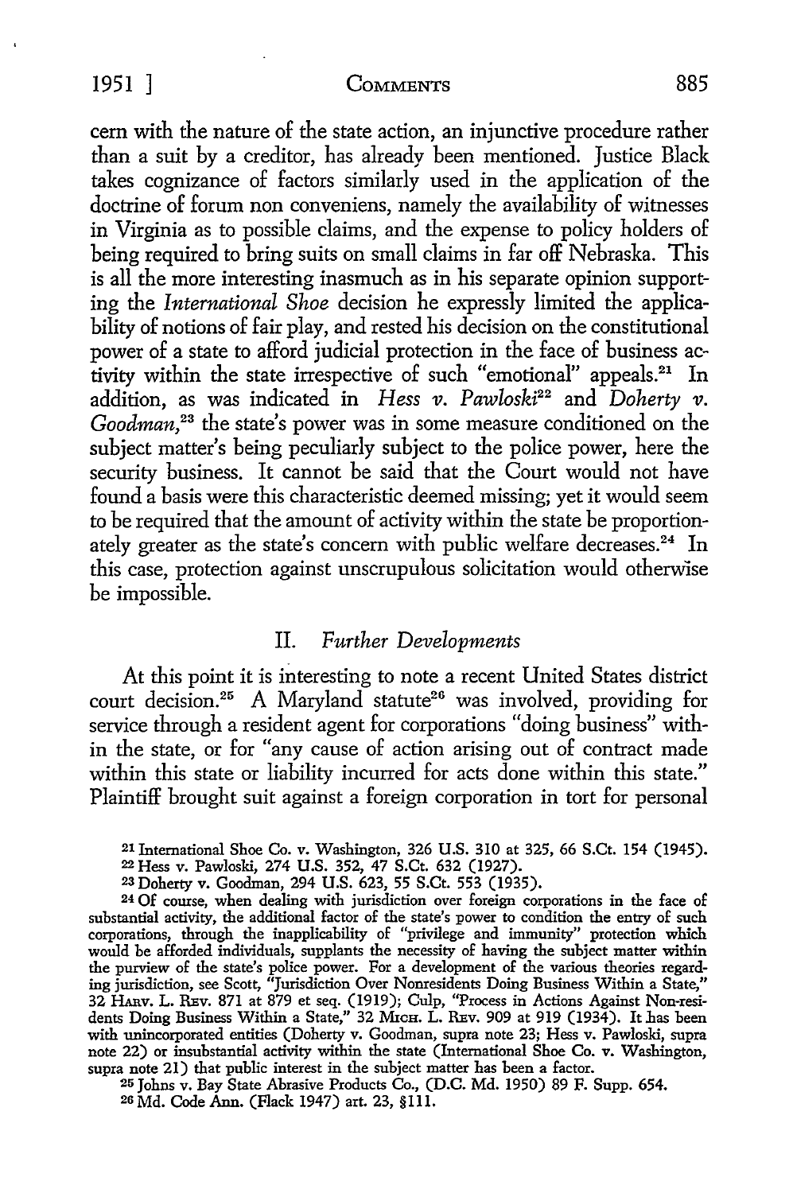cern with the nature of the state action, an injunctive procedure rather than a suit by a creditor, has already been mentioned. Justice Black takes cognizance of factors similarly used in the application of the doctrine of forum non conveniens, namely the availability of witnesses in Virginia as to possible claims, and the expense to policy holders of being required to bring suits on small claims in far off Nebraska. This is all the more interesting inasmuch as in his separate opinion supporting the *International Shoe* decision he expressly limited the applicability of notions of fair play, and rested his decision on the constitutional power of a state to afford judicial protection in the face of business activity within the state irrespective of such "emotional" appeals.[21] In addition, as was indicated in *Hess v. Pawloski*[22] and *Doherty v. Goodman*,[23] the state's power was in some measure conditioned on the subject matter's being peculiarly subject to the police power, here the security business. It cannot be said that the Court would not have found a basis were this characteristic deemed missing; yet it would seem to be required that the amount of activity within the state be proportionately greater as the state's concern with public welfare decreases.[24] In this case, protection against unscrupulous solicitation would otherwise be impossible.

## II. *Further Developments*

At this point it is interesting to note a recent United States district court decision.[25] A Maryland statute[26] was involved, providing for service through a resident agent for corporations "doing business" within the state, or for "any cause of action arising out of contract made within this state or liability incurred for acts done within this state." Plaintiff brought suit against a foreign corporation in tort for personal

---

[21] International Shoe Co. v. Washington, 326 U.S. 310 at 325, 66 S.Ct. 154 (1945).

[22] Hess v. Pawloski, 274 U.S. 352, 47 S.Ct. 632 (1927).

[23] Doherty v. Goodman, 294 U.S. 623, 55 S.Ct. 553 (1935).

[24] Of course, when dealing with jurisdiction over foreign corporations in the face of substantial activity, the additional factor of the state's power to condition the entry of such corporations, through the inapplicability of "privilege and immunity" protection which would be afforded individuals, supplants the necessity of having the subject matter within the purview of the state's police power. For a development of the various theories regarding jurisdiction, see Scott, "Jurisdiction Over Nonresidents Doing Business Within a State," 32 HARV. L. REV. 871 at 879 et seq. (1919); Culp, "Process in Actions Against Non-residents Doing Business Within a State," 32 MICH. L. REV. 909 at 919 (1934). It has been with unincorporated entities (Doherty v. Goodman, supra note 23; Hess v. Pawloski, supra note 22) or insubstantial activity within the state (International Shoe Co. v. Washington, supra note 21) that public interest in the subject matter has been a factor.

[25] Johns v. Bay State Abrasive Products Co., (D.C. Md. 1950) 89 F. Supp. 654.

[26] Md. Code Ann. (Flack 1947) art. 23, §111.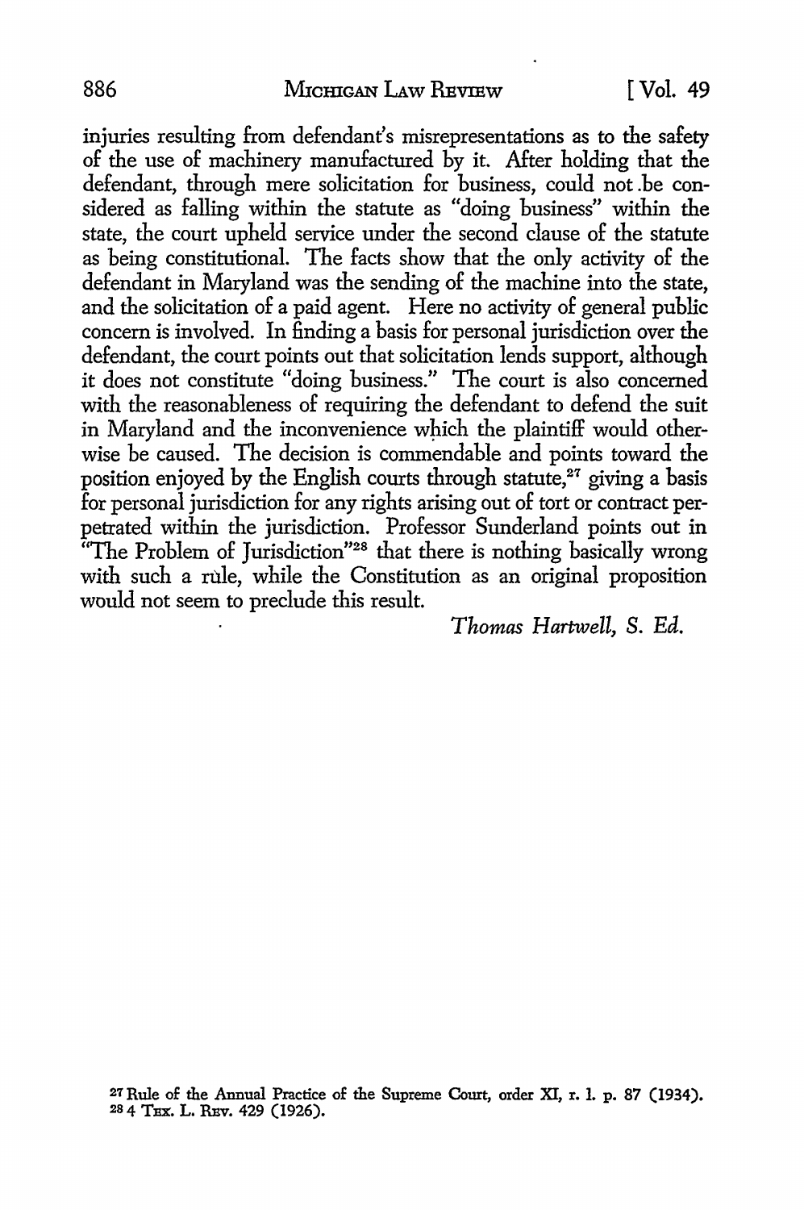injuries resulting from defendant's misrepresentations as to the safety of the use of machinery manufactured by it. After holding that the defendant, through mere solicitation for business, could not be considered as falling within the statute as "doing business" within the state, the court upheld service under the second clause of the statute as being constitutional. The facts show that the only activity of the defendant in Maryland was the sending of the machine into the state, and the solicitation of a paid agent. Here no activity of general public concern is involved. In finding a basis for personal jurisdiction over the defendant, the court points out that solicitation lends support, although it does not constitute "doing business." The court is also concerned with the reasonableness of requiring the defendant to defend the suit in Maryland and the inconvenience which the plaintiff would otherwise be caused. The decision is commendable and points toward the position enjoyed by the English courts through statute,[27] giving a basis for personal jurisdiction for any rights arising out of tort or contract perpetrated within the jurisdiction. Professor Sunderland points out in "The Problem of Jurisdiction"[28] that there is nothing basically wrong with such a rule, while the Constitution as an original proposition would not seem to preclude this result.

*Thomas Hartwell, S. Ed.*

[27] Rule of the Annual Practice of the Supreme Court, order XI, r. 1. p. 87 (1934).

[28] 4 Tex. L. Rev. 429 (1926).